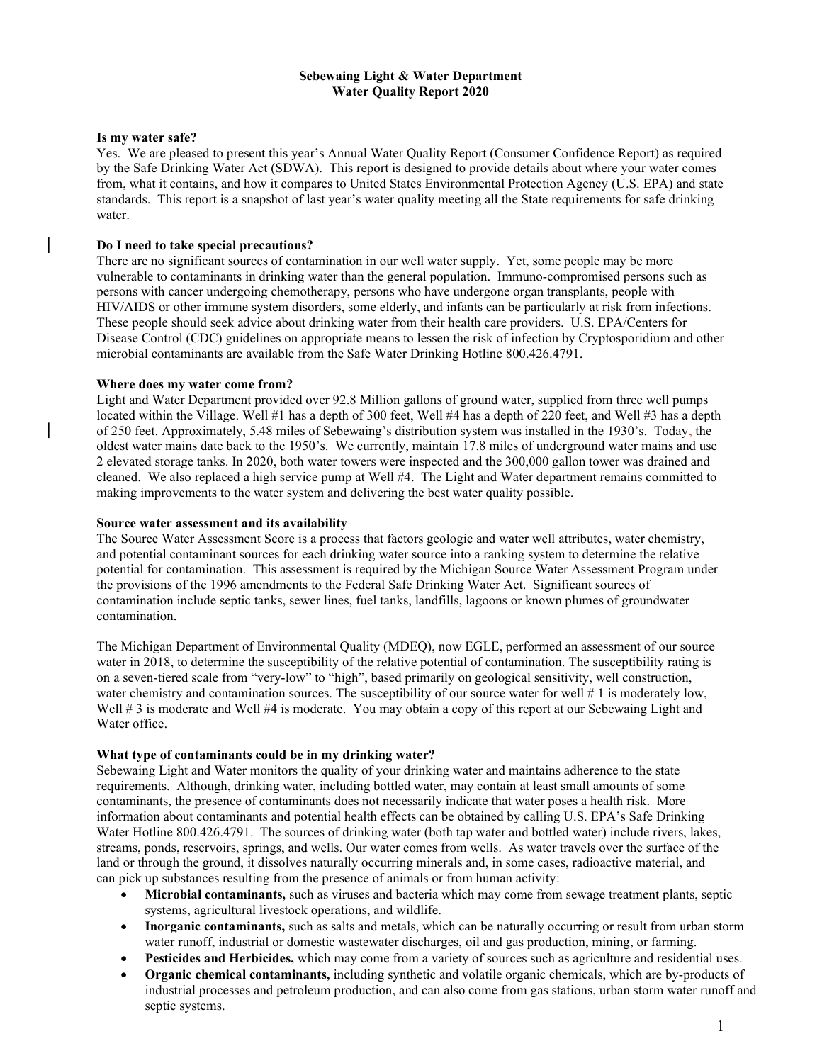**Sebewaing Light & Water Department**
**Water Quality Report 2020**

**Is my water safe?**

Yes. We are pleased to present this year's Annual Water Quality Report (Consumer Confidence Report) as required by the Safe Drinking Water Act (SDWA). This report is designed to provide details about where your water comes from, what it contains, and how it compares to United States Environmental Protection Agency (U.S. EPA) and state standards. This report is a snapshot of last year's water quality meeting all the State requirements for safe drinking water.

**Do I need to take special precautions?**

There are no significant sources of contamination in our well water supply. Yet, some people may be more vulnerable to contaminants in drinking water than the general population. Immuno-compromised persons such as persons with cancer undergoing chemotherapy, persons who have undergone organ transplants, people with HIV/AIDS or other immune system disorders, some elderly, and infants can be particularly at risk from infections. These people should seek advice about drinking water from their health care providers. U.S. EPA/Centers for Disease Control (CDC) guidelines on appropriate means to lessen the risk of infection by Cryptosporidium and other microbial contaminants are available from the Safe Water Drinking Hotline 800.426.4791.

**Where does my water come from?**

Light and Water Department provided over 92.8 Million gallons of ground water, supplied from three well pumps located within the Village. Well #1 has a depth of 300 feet, Well #4 has a depth of 220 feet, and Well #3 has a depth of 250 feet. Approximately, 5.48 miles of Sebewaing's distribution system was installed in the 1930's. Today, the oldest water mains date back to the 1950's. We currently, maintain 17.8 miles of underground water mains and use 2 elevated storage tanks. In 2020, both water towers were inspected and the 300,000 gallon tower was drained and cleaned. We also replaced a high service pump at Well #4. The Light and Water department remains committed to making improvements to the water system and delivering the best water quality possible.

**Source water assessment and its availability**

The Source Water Assessment Score is a process that factors geologic and water well attributes, water chemistry, and potential contaminant sources for each drinking water source into a ranking system to determine the relative potential for contamination. This assessment is required by the Michigan Source Water Assessment Program under the provisions of the 1996 amendments to the Federal Safe Drinking Water Act. Significant sources of contamination include septic tanks, sewer lines, fuel tanks, landfills, lagoons or known plumes of groundwater contamination.

The Michigan Department of Environmental Quality (MDEQ), now EGLE, performed an assessment of our source water in 2018, to determine the susceptibility of the relative potential of contamination. The susceptibility rating is on a seven-tiered scale from "very-low" to "high", based primarily on geological sensitivity, well construction, water chemistry and contamination sources. The susceptibility of our source water for well # 1 is moderately low, Well # 3 is moderate and Well #4 is moderate. You may obtain a copy of this report at our Sebewaing Light and Water office.

**What type of contaminants could be in my drinking water?**

Sebewaing Light and Water monitors the quality of your drinking water and maintains adherence to the state requirements. Although, drinking water, including bottled water, may contain at least small amounts of some contaminants, the presence of contaminants does not necessarily indicate that water poses a health risk. More information about contaminants and potential health effects can be obtained by calling U.S. EPA's Safe Drinking Water Hotline 800.426.4791. The sources of drinking water (both tap water and bottled water) include rivers, lakes, streams, ponds, reservoirs, springs, and wells. Our water comes from wells. As water travels over the surface of the land or through the ground, it dissolves naturally occurring minerals and, in some cases, radioactive material, and can pick up substances resulting from the presence of animals or from human activity:

- **Microbial contaminants,** such as viruses and bacteria which may come from sewage treatment plants, septic systems, agricultural livestock operations, and wildlife.
- **Inorganic contaminants,** such as salts and metals, which can be naturally occurring or result from urban storm water runoff, industrial or domestic wastewater discharges, oil and gas production, mining, or farming.
- **Pesticides and Herbicides,** which may come from a variety of sources such as agriculture and residential uses.
- **Organic chemical contaminants,** including synthetic and volatile organic chemicals, which are by-products of industrial processes and petroleum production, and can also come from gas stations, urban storm water runoff and septic systems.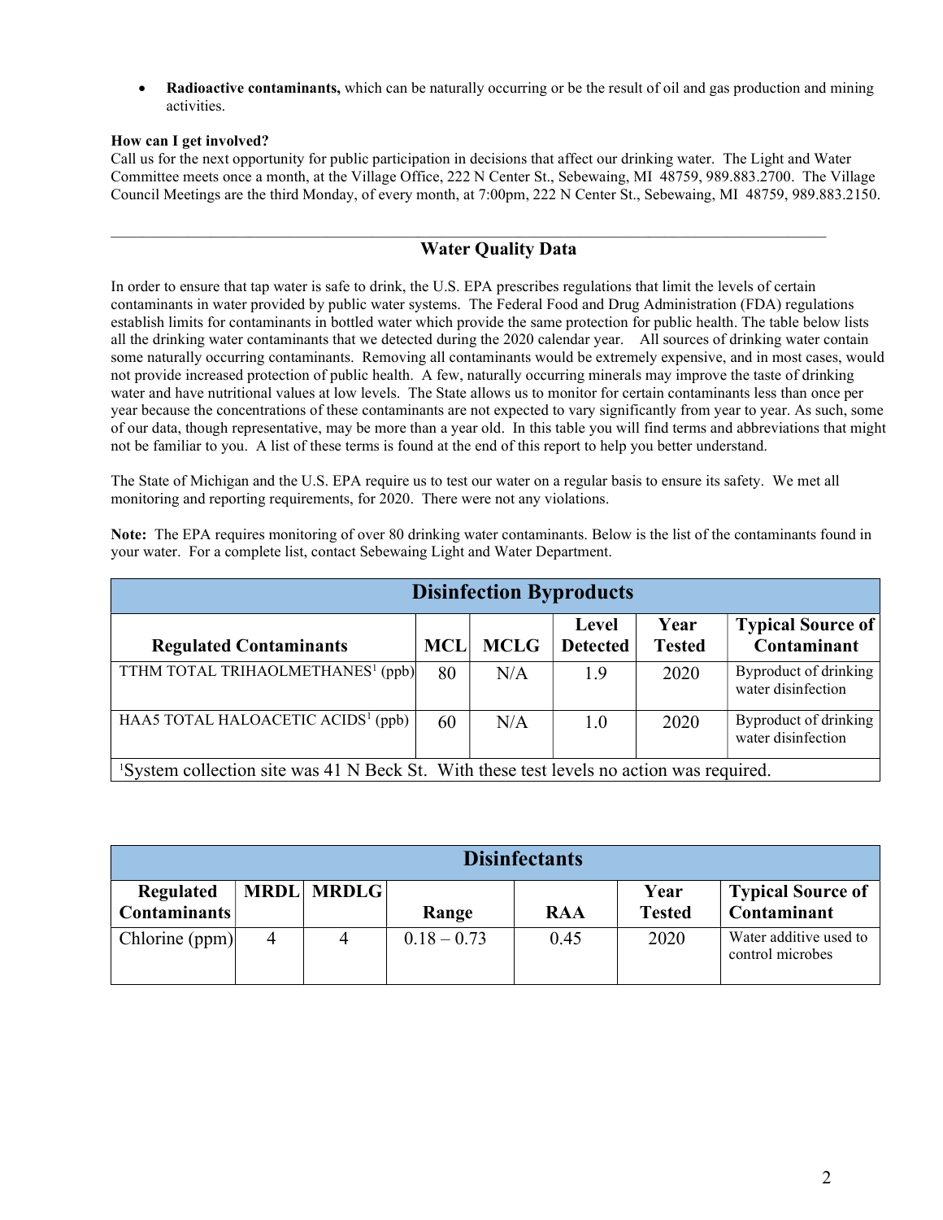- **Radioactive contaminants,** which can be naturally occurring or be the result of oil and gas production and mining activities.

**How can I get involved?**
Call us for the next opportunity for public participation in decisions that affect our drinking water. The Light and Water Committee meets once a month, at the Village Office, 222 N Center St., Sebewaing, MI 48759, 989.883.2700. The Village Council Meetings are the third Monday, of every month, at 7:00pm, 222 N Center St., Sebewaing, MI 48759, 989.883.2150.

---

## Water Quality Data

In order to ensure that tap water is safe to drink, the U.S. EPA prescribes regulations that limit the levels of certain contaminants in water provided by public water systems. The Federal Food and Drug Administration (FDA) regulations establish limits for contaminants in bottled water which provide the same protection for public health. The table below lists all the drinking water contaminants that we detected during the 2020 calendar year. All sources of drinking water contain some naturally occurring contaminants. Removing all contaminants would be extremely expensive, and in most cases, would not provide increased protection of public health. A few, naturally occurring minerals may improve the taste of drinking water and have nutritional values at low levels. The State allows us to monitor for certain contaminants less than once per year because the concentrations of these contaminants are not expected to vary significantly from year to year. As such, some of our data, though representative, may be more than a year old. In this table you will find terms and abbreviations that might not be familiar to you. A list of these terms is found at the end of this report to help you better understand.

The State of Michigan and the U.S. EPA require us to test our water on a regular basis to ensure its safety. We met all monitoring and reporting requirements, for 2020. There were not any violations.

**Note:** The EPA requires monitoring of over 80 drinking water contaminants. Below is the list of the contaminants found in your water. For a complete list, contact Sebewaing Light and Water Department.

| Disinfection Byproducts | | | | | |
|---|---|---|---|---|---|
| **Regulated Contaminants** | **MCL** | **MCLG** | **Level Detected** | **Year Tested** | **Typical Source of Contaminant** |
| TTHM TOTAL TRIHAOLMETHANES[1] (ppb) | 80 | N/A | 1.9 | 2020 | Byproduct of drinking water disinfection |
| HAA5 TOTAL HALOACETIC ACIDS[1] (ppb) | 60 | N/A | 1.0 | 2020 | Byproduct of drinking water disinfection |
| [1]System collection site was 41 N Beck St. With these test levels no action was required. | | | | | |

| Disinfectants | | | | | | |
|---|---|---|---|---|---|---|
| **Regulated Contaminants** | **MRDL** | **MRDLG** | **Range** | **RAA** | **Year Tested** | **Typical Source of Contaminant** |
| Chlorine (ppm) | 4 | 4 | 0.18 – 0.73 | 0.45 | 2020 | Water additive used to control microbes |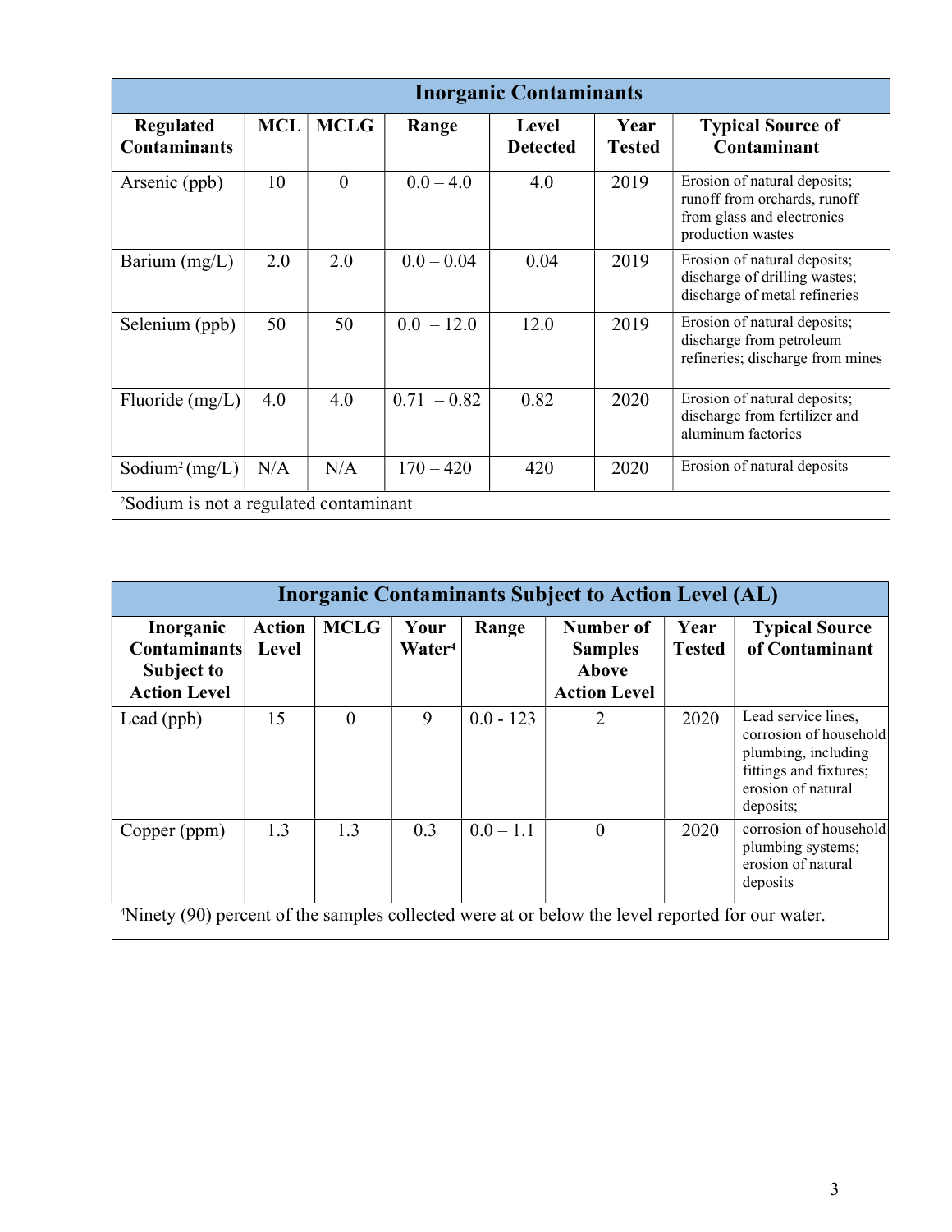| Inorganic Contaminants | | | | | | |
|---|---|---|---|---|---|---|
| **Regulated Contaminants** | **MCL** | **MCLG** | **Range** | **Level Detected** | **Year Tested** | **Typical Source of Contaminant** |
| Arsenic (ppb) | 10 | 0 | 0.0 – 4.0 | 4.0 | 2019 | Erosion of natural deposits; runoff from orchards, runoff from glass and electronics production wastes |
| Barium (mg/L) | 2.0 | 2.0 | 0.0 – 0.04 | 0.04 | 2019 | Erosion of natural deposits; discharge of drilling wastes; discharge of metal refineries |
| Selenium (ppb) | 50 | 50 | 0.0 – 12.0 | 12.0 | 2019 | Erosion of natural deposits; discharge from petroleum refineries; discharge from mines |
| Fluoride (mg/L) | 4.0 | 4.0 | 0.71 – 0.82 | 0.82 | 2020 | Erosion of natural deposits; discharge from fertilizer and aluminum factories |
| Sodium[2] (mg/L) | N/A | N/A | 170 – 420 | 420 | 2020 | Erosion of natural deposits |

[2]Sodium is not a regulated contaminant

| Inorganic Contaminants Subject to Action Level (AL) | | | | | | | |
|---|---|---|---|---|---|---|---|
| **Inorganic Contaminants Subject to Action Level** | **Action Level** | **MCLG** | **Your Water[4]** | **Range** | **Number of Samples Above Action Level** | **Year Tested** | **Typical Source of Contaminant** |
| Lead (ppb) | 15 | 0 | 9 | 0.0 - 123 | 2 | 2020 | Lead service lines, corrosion of household plumbing, including fittings and fixtures; erosion of natural deposits; |
| Copper (ppm) | 1.3 | 1.3 | 0.3 | 0.0 – 1.1 | 0 | 2020 | corrosion of household plumbing systems; erosion of natural deposits |

[4]Ninety (90) percent of the samples collected were at or below the level reported for our water.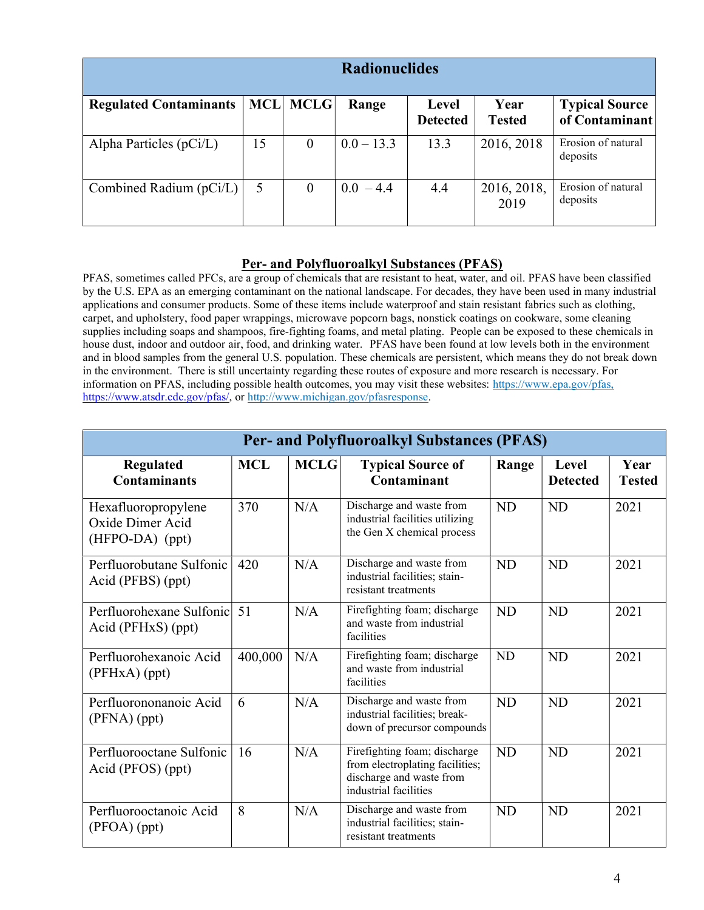| Radionuclides | | | | | | |
|---|---|---|---|---|---|---|
| **Regulated Contaminants** | **MCL** | **MCLG** | **Range** | **Level Detected** | **Year Tested** | **Typical Source of Contaminant** |
| Alpha Particles (pCi/L) | 15 | 0 | 0.0 – 13.3 | 13.3 | 2016, 2018 | Erosion of natural deposits |
| Combined Radium (pCi/L) | 5 | 0 | 0.0 – 4.4 | 4.4 | 2016, 2018, 2019 | Erosion of natural deposits |

## Per- and Polyfluoroalkyl Substances (PFAS)

PFAS, sometimes called PFCs, are a group of chemicals that are resistant to heat, water, and oil. PFAS have been classified by the U.S. EPA as an emerging contaminant on the national landscape. For decades, they have been used in many industrial applications and consumer products. Some of these items include waterproof and stain resistant fabrics such as clothing, carpet, and upholstery, food paper wrappings, microwave popcorn bags, nonstick coatings on cookware, some cleaning supplies including soaps and shampoos, fire-fighting foams, and metal plating. People can be exposed to these chemicals in house dust, indoor and outdoor air, food, and drinking water. PFAS have been found at low levels both in the environment and in blood samples from the general U.S. population. These chemicals are persistent, which means they do not break down in the environment. There is still uncertainty regarding these routes of exposure and more research is necessary. For information on PFAS, including possible health outcomes, you may visit these websites: https://www.epa.gov/pfas, https://www.atsdr.cdc.gov/pfas/, or http://www.michigan.gov/pfasresponse.

| Per- and Polyfluoroalkyl Substances (PFAS) | | | | | | |
|---|---|---|---|---|---|---|
| **Regulated Contaminants** | **MCL** | **MCLG** | **Typical Source of Contaminant** | **Range** | **Level Detected** | **Year Tested** |
| Hexafluoropropylene Oxide Dimer Acid (HFPO-DA) (ppt) | 370 | N/A | Discharge and waste from industrial facilities utilizing the Gen X chemical process | ND | ND | 2021 |
| Perfluorobutane Sulfonic Acid (PFBS) (ppt) | 420 | N/A | Discharge and waste from industrial facilities; stain-resistant treatments | ND | ND | 2021 |
| Perfluorohexane Sulfonic Acid (PFHxS) (ppt) | 51 | N/A | Firefighting foam; discharge and waste from industrial facilities | ND | ND | 2021 |
| Perfluorohexanoic Acid (PFHxA) (ppt) | 400,000 | N/A | Firefighting foam; discharge and waste from industrial facilities | ND | ND | 2021 |
| Perfluorononanoic Acid (PFNA) (ppt) | 6 | N/A | Discharge and waste from industrial facilities; break-down of precursor compounds | ND | ND | 2021 |
| Perfluorooctane Sulfonic Acid (PFOS) (ppt) | 16 | N/A | Firefighting foam; discharge from electroplating facilities; discharge and waste from industrial facilities | ND | ND | 2021 |
| Perfluorooctanoic Acid (PFOA) (ppt) | 8 | N/A | Discharge and waste from industrial facilities; stain-resistant treatments | ND | ND | 2021 |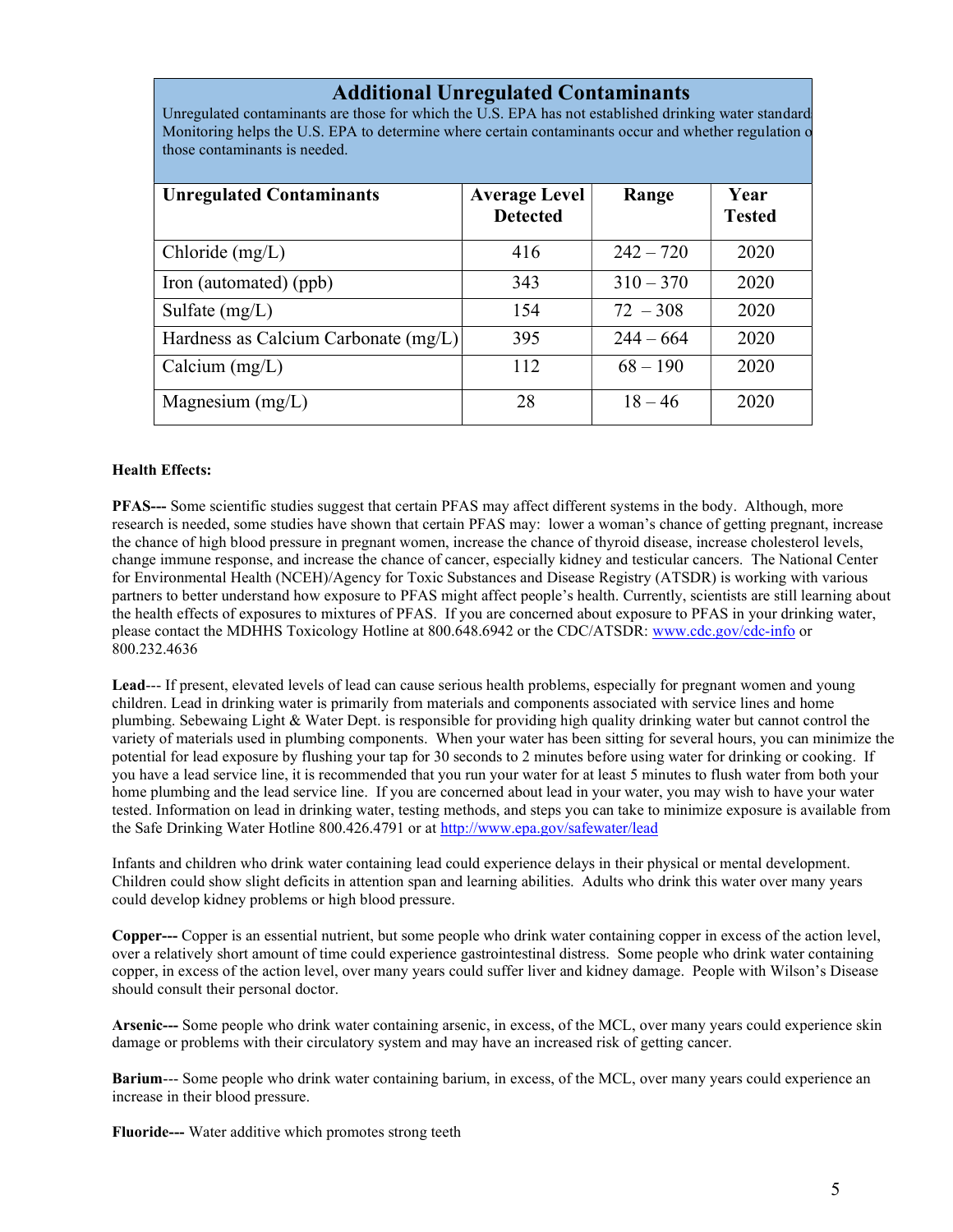## Additional Unregulated Contaminants

Unregulated contaminants are those for which the U.S. EPA has not established drinking water standard Monitoring helps the U.S. EPA to determine where certain contaminants occur and whether regulation o those contaminants is needed.

| Unregulated Contaminants | Average Level Detected | Range | Year Tested |
|---|---|---|---|
| Chloride (mg/L) | 416 | 242 – 720 | 2020 |
| Iron (automated) (ppb) | 343 | 310 – 370 | 2020 |
| Sulfate (mg/L) | 154 | 72 – 308 | 2020 |
| Hardness as Calcium Carbonate (mg/L) | 395 | 244 – 664 | 2020 |
| Calcium (mg/L) | 112 | 68 – 190 | 2020 |
| Magnesium (mg/L) | 28 | 18 – 46 | 2020 |

**Health Effects:**

**PFAS---** Some scientific studies suggest that certain PFAS may affect different systems in the body. Although, more research is needed, some studies have shown that certain PFAS may: lower a woman's chance of getting pregnant, increase the chance of high blood pressure in pregnant women, increase the chance of thyroid disease, increase cholesterol levels, change immune response, and increase the chance of cancer, especially kidney and testicular cancers. The National Center for Environmental Health (NCEH)/Agency for Toxic Substances and Disease Registry (ATSDR) is working with various partners to better understand how exposure to PFAS might affect people's health. Currently, scientists are still learning about the health effects of exposures to mixtures of PFAS. If you are concerned about exposure to PFAS in your drinking water, please contact the MDHHS Toxicology Hotline at 800.648.6942 or the CDC/ATSDR: www.cdc.gov/cdc-info or 800.232.4636

**Lead**--- If present, elevated levels of lead can cause serious health problems, especially for pregnant women and young children. Lead in drinking water is primarily from materials and components associated with service lines and home plumbing. Sebewaing Light & Water Dept. is responsible for providing high quality drinking water but cannot control the variety of materials used in plumbing components. When your water has been sitting for several hours, you can minimize the potential for lead exposure by flushing your tap for 30 seconds to 2 minutes before using water for drinking or cooking. If you have a lead service line, it is recommended that you run your water for at least 5 minutes to flush water from both your home plumbing and the lead service line. If you are concerned about lead in your water, you may wish to have your water tested. Information on lead in drinking water, testing methods, and steps you can take to minimize exposure is available from the Safe Drinking Water Hotline 800.426.4791 or at http://www.epa.gov/safewater/lead

Infants and children who drink water containing lead could experience delays in their physical or mental development. Children could show slight deficits in attention span and learning abilities. Adults who drink this water over many years could develop kidney problems or high blood pressure.

**Copper---** Copper is an essential nutrient, but some people who drink water containing copper in excess of the action level, over a relatively short amount of time could experience gastrointestinal distress. Some people who drink water containing copper, in excess of the action level, over many years could suffer liver and kidney damage. People with Wilson's Disease should consult their personal doctor.

**Arsenic---** Some people who drink water containing arsenic, in excess, of the MCL, over many years could experience skin damage or problems with their circulatory system and may have an increased risk of getting cancer.

**Barium**--- Some people who drink water containing barium, in excess, of the MCL, over many years could experience an increase in their blood pressure.

**Fluoride---** Water additive which promotes strong teeth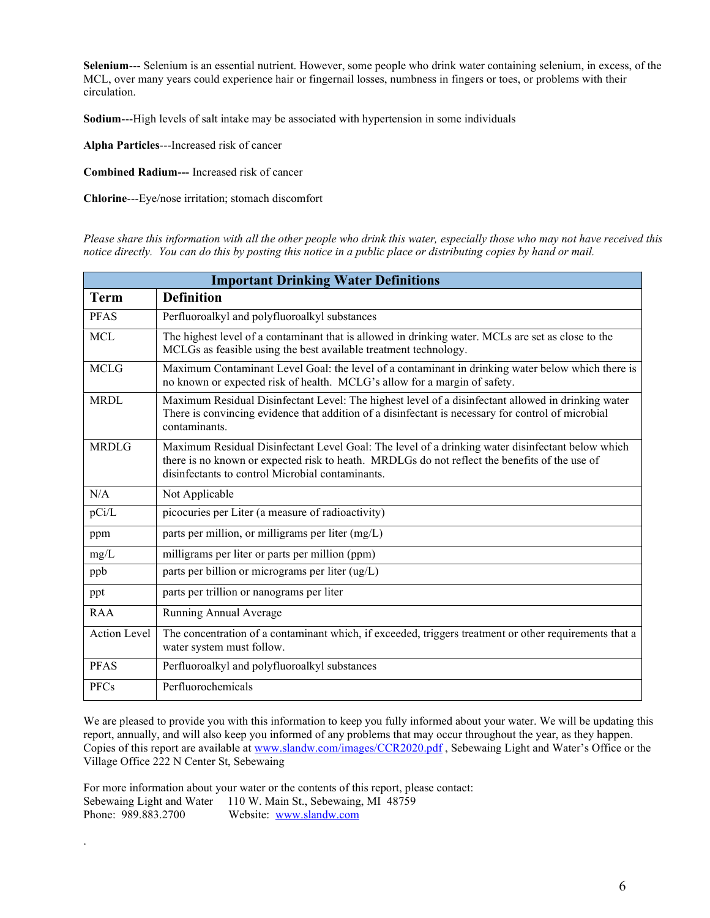**Selenium**--- Selenium is an essential nutrient. However, some people who drink water containing selenium, in excess, of the MCL, over many years could experience hair or fingernail losses, numbness in fingers or toes, or problems with their circulation.

**Sodium**---High levels of salt intake may be associated with hypertension in some individuals

**Alpha Particles**---Increased risk of cancer

**Combined Radium---** Increased risk of cancer

**Chlorine**---Eye/nose irritation; stomach discomfort

*Please share this information with all the other people who drink this water, especially those who may not have received this notice directly. You can do this by posting this notice in a public place or distributing copies by hand or mail.*

| **Important Drinking Water Definitions** | |
|---|---|
| **Term** | **Definition** |
| PFAS | Perfluoroalkyl and polyfluoroalkyl substances |
| MCL | The highest level of a contaminant that is allowed in drinking water. MCLs are set as close to the MCLGs as feasible using the best available treatment technology. |
| MCLG | Maximum Contaminant Level Goal: the level of a contaminant in drinking water below which there is no known or expected risk of health. MCLG's allow for a margin of safety. |
| MRDL | Maximum Residual Disinfectant Level: The highest level of a disinfectant allowed in drinking water There is convincing evidence that addition of a disinfectant is necessary for control of microbial contaminants. |
| MRDLG | Maximum Residual Disinfectant Level Goal: The level of a drinking water disinfectant below which there is no known or expected risk to heath. MRDLGs do not reflect the benefits of the use of disinfectants to control Microbial contaminants. |
| N/A | Not Applicable |
| pCi/L | picocuries per Liter (a measure of radioactivity) |
| ppm | parts per million, or milligrams per liter (mg/L) |
| mg/L | milligrams per liter or parts per million (ppm) |
| ppb | parts per billion or micrograms per liter (ug/L) |
| ppt | parts per trillion or nanograms per liter |
| RAA | Running Annual Average |
| Action Level | The concentration of a contaminant which, if exceeded, triggers treatment or other requirements that a water system must follow. |
| PFAS | Perfluoroalkyl and polyfluoroalkyl substances |
| PFCs | Perfluorochemicals |

We are pleased to provide you with this information to keep you fully informed about your water. We will be updating this report, annually, and will also keep you informed of any problems that may occur throughout the year, as they happen. Copies of this report are available at www.slandw.com/images/CCR2020.pdf , Sebewaing Light and Water's Office or the Village Office 222 N Center St, Sebewaing

For more information about your water or the contents of this report, please contact:
Sebewaing Light and Water 110 W. Main St., Sebewaing, MI 48759
Phone: 989.883.2700 Website: www.slandw.com